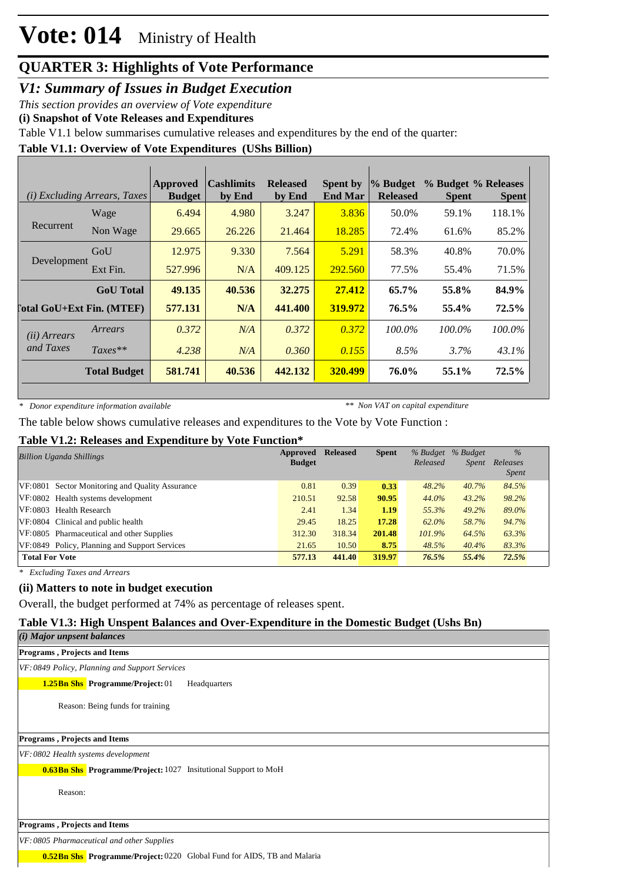# Vote: 014 Ministry of Health

## QUARTER 3: Highlights of Vote Performance

### *V1: Summary of Issues in Budget Execution*

*This section provides an overview of Vote expenditure*

**(i) Snapshot of Vote Releases and Expenditures**

Table V1.1 below summarises cumulative releases and expenditures by the end of the quarter:

**Table V1.1: Overview of Vote Expenditures (UShs Billion)**

| *(i) Excluding Arrears, Taxes* | | Approved Budget | Cashlimits by End | Released by End | Spent by End Mar | % Budget Released | % Budget Spent | % Releases Spent |
|---|---|---|---|---|---|---|---|---|
| Recurrent | Wage | 6.494 | 4.980 | 3.247 | 3.836 | 50.0% | 59.1% | 118.1% |
| | Non Wage | 29.665 | 26.226 | 21.464 | 18.285 | 72.4% | 61.6% | 85.2% |
| Development | GoU | 12.975 | 9.330 | 7.564 | 5.291 | 58.3% | 40.8% | 70.0% |
| | Ext Fin. | 527.996 | N/A | 409.125 | 292.560 | 77.5% | 55.4% | 71.5% |
| | **GoU Total** | **49.135** | **40.536** | **32.275** | **27.412** | **65.7%** | **55.8%** | **84.9%** |
| **Total GoU+Ext Fin. (MTEF)** | | **577.131** | **N/A** | **441.400** | **319.972** | **76.5%** | **55.4%** | **72.5%** |
| *(ii) Arrears and Taxes* | *Arrears* | *0.372* | *N/A* | *0.372* | *0.372* | *100.0%* | *100.0%* | *100.0%* |
| | *Taxes*** | *4.238* | *N/A* | *0.360* | *0.155* | *8.5%* | *3.7%* | *43.1%* |
| | **Total Budget** | **581.741** | **40.536** | **442.132** | **320.499** | **76.0%** | **55.1%** | **72.5%** |

*\* Donor expenditure information available* &nbsp;&nbsp;&nbsp;&nbsp; *\*\* Non VAT on capital expenditure*

The table below shows cumulative releases and expenditures to the Vote by Vote Function :

**Table V1.2: Releases and Expenditure by Vote Function***

| *Billion Uganda Shillings* | Approved Budget | Released | Spent | *% Budget Released* | *% Budget Spent* | *% Releases Spent* |
|---|---|---|---|---|---|---|
| VF:0801 Sector Monitoring and Quality Assurance | 0.81 | 0.39 | **0.33** | *48.2%* | *40.7%* | *84.5%* |
| VF:0802 Health systems development | 210.51 | 92.58 | **90.95** | *44.0%* | *43.2%* | *98.2%* |
| VF:0803 Health Research | 2.41 | 1.34 | **1.19** | *55.3%* | *49.2%* | *89.0%* |
| VF:0804 Clinical and public health | 29.45 | 18.25 | **17.28** | *62.0%* | *58.7%* | *94.7%* |
| VF:0805 Pharmaceutical and other Supplies | 312.30 | 318.34 | **201.48** | *101.9%* | *64.5%* | *63.3%* |
| VF:0849 Policy, Planning and Support Services | 21.65 | 10.50 | **8.75** | *48.5%* | *40.4%* | *83.3%* |
| **Total For Vote** | **577.13** | **441.40** | **319.97** | ***76.5%*** | ***55.4%*** | ***72.5%*** |

*\* Excluding Taxes and Arrears*

**(ii) Matters to note in budget execution**

Overall, the budget performed at 74% as percentage of releases spent.

**Table V1.3: High Unspent Balances and Over-Expenditure in the Domestic Budget (Ushs Bn)**

***(i) Major unpsent balances***

**Programs , Projects and Items**

*VF:0849 Policy, Planning and Support Services*

**1.25Bn Shs** **Programme/Project:** 01 Headquarters

Reason: Being funds for training

**Programs , Projects and Items**

*VF:0802 Health systems development*

**0.63Bn Shs** **Programme/Project:** 1027 Insitutional Support to MoH

Reason:

**Programs , Projects and Items**

*VF:0805 Pharmaceutical and other Supplies*

**0.52Bn Shs** **Programme/Project:** 0220 Global Fund for AIDS, TB and Malaria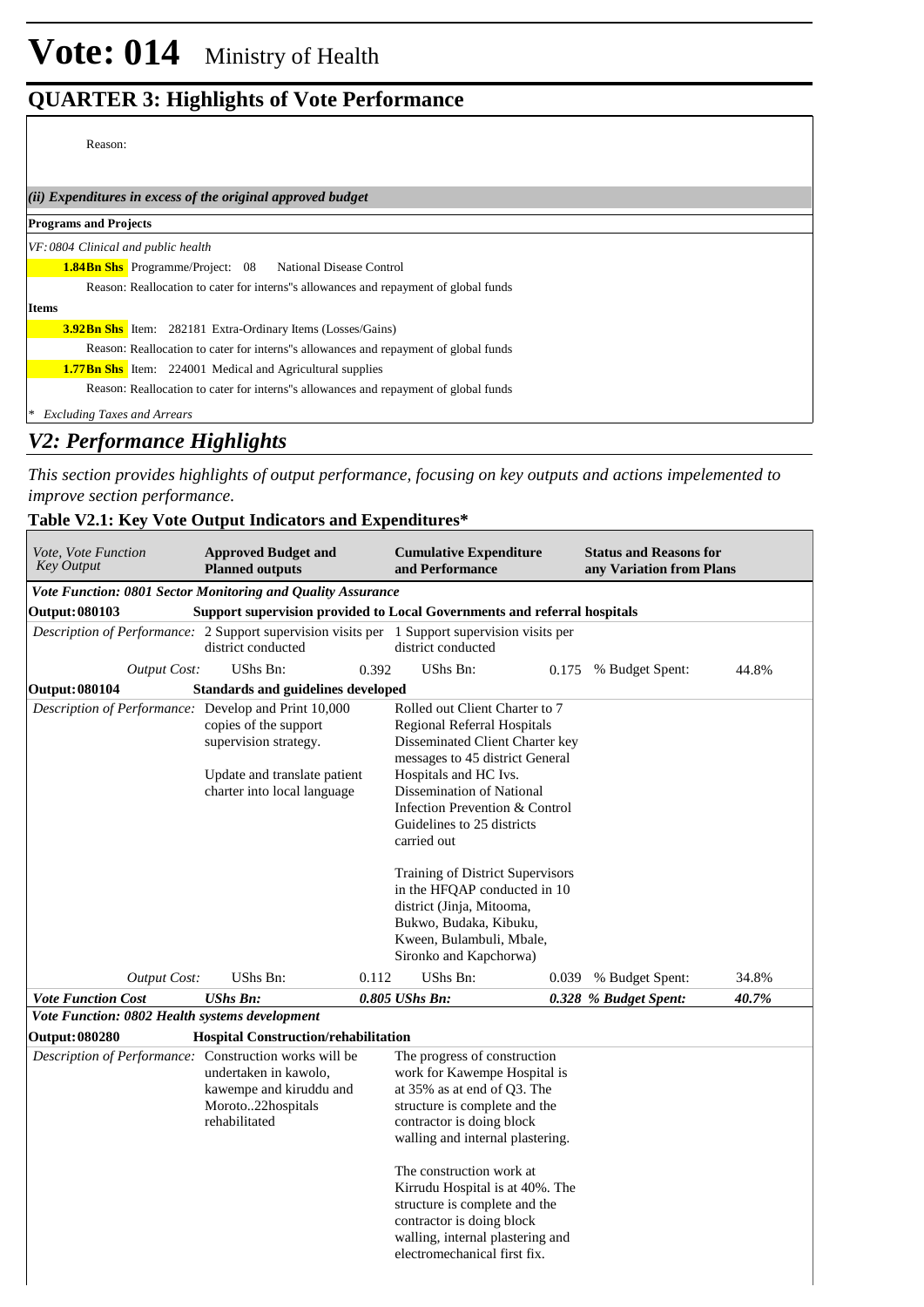Reason:

*(ii) Expenditures in excess of the original approved budget*

**Programs and Projects**

*VF: 0804 Clinical and public health*

**1.84Bn Shs** Programme/Project: 08 National Disease Control

Reason: Reallocation to cater for interns"s allowances and repayment of global funds

**Items**

**3.92Bn Shs** Item: 282181 Extra-Ordinary Items (Losses/Gains)

Reason: Reallocation to cater for interns"s allowances and repayment of global funds

**1.77Bn Shs** Item: 224001 Medical and Agricultural supplies

Reason: Reallocation to cater for interns"s allowances and repayment of global funds

*\* Excluding Taxes and Arrears*

## *V2: Performance Highlights*

*This section provides highlights of output performance, focusing on key outputs and actions impelemented to improve section performance.*

### Table V2.1: Key Vote Output Indicators and Expenditures*

| *Vote, Vote Function Key Output* | **Approved Budget and Planned outputs** | | **Cumulative Expenditure and Performance** | | **Status and Reasons for any Variation from Plans** | |
|---|---|---|---|---|---|---|
| ***Vote Function: 0801 Sector Monitoring and Quality Assurance*** | | | | | | |
| **Output: 080103** | **Support supervision provided to Local Governments and referral hospitals** | | | | | |
| *Description of Performance:* | 2 Support supervision visits per district conducted | | 1 Support supervision visits per district conducted | | | |
| *Output Cost:* | UShs Bn: | 0.392 | UShs Bn: | 0.175 | % Budget Spent: | 44.8% |
| **Output: 080104** | **Standards and guidelines developed** | | | | | |
| *Description of Performance:* | Develop and Print 10,000 copies of the support supervision strategy.<br><br>Update and translate patient charter into local language | | Rolled out Client Charter to 7 Regional Referral Hospitals<br>Disseminated Client Charter key messages to 45 district General Hospitals and HC Ivs.<br>Dissemination of National Infection Prevention & Control Guidelines to 25 districts carried out<br><br>Training of District Supervisors in the HFQAP conducted in 10 district (Jinja, Mitooma, Bukwo, Budaka, Kibuku, Kween, Bulambuli, Mbale, Sironko and Kapchorwa) | | | |
| *Output Cost:* | UShs Bn: | 0.112 | UShs Bn: | 0.039 | % Budget Spent: | 34.8% |
| ***Vote Function Cost*** | ***UShs Bn:*** | ***0.805*** | ***UShs Bn:*** | ***0.328*** | ***% Budget Spent:*** | ***40.7%*** |
| ***Vote Function: 0802 Health systems development*** | | | | | | |
| **Output: 080280** | **Hospital Construction/rehabilitation** | | | | | |
| *Description of Performance:* | Construction works will be undertaken in kawolo, kawempe and kiruddu and Moroto..22hospitals rehabilitated | | The progress of construction work for Kawempe Hospital is at 35% as at end of Q3. The structure is complete and the contractor is doing block walling and internal plastering.<br><br>The construction work at Kirrudu Hospital is at 40%. The structure is complete and the contractor is doing block walling, internal plastering and electromechanical first fix. | | | |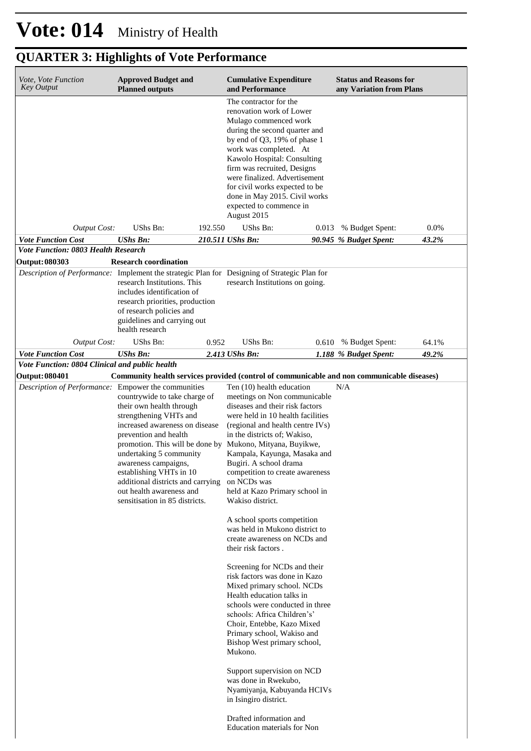# Vote: 014 Ministry of Health

## QUARTER 3: Highlights of Vote Performance

| *Vote, Vote Function Key Output* | **Approved Budget and Planned outputs** | | **Cumulative Expenditure and Performance** | | **Status and Reasons for any Variation from Plans** | |
|---|---|---|---|---|---|---|
| | | | The contractor for the renovation work of Lower Mulago commenced work during the second quarter and by end of Q3, 19% of phase 1 work was completed. At Kawolo Hospital: Consulting firm was recruited, Designs were finalized. Advertisement for civil works expected to be done in May 2015. Civil works expected to commence in August 2015 | | | |
| *Output Cost:* | UShs Bn: | 192.550 | UShs Bn: | 0.013 | % Budget Spent: | 0.0% |
| ***Vote Function Cost*** | ***UShs Bn:*** | ***210.511*** | ***UShs Bn:*** | ***90.945*** | ***% Budget Spent:*** | ***43.2%*** |
| ***Vote Function: 0803 Health Research*** | | | | | | |
| **Output: 080303** | **Research coordination** | | | | | |
| *Description of Performance:* | Implement the strategic Plan for research Institutions. This includes identification of research priorities, production of research policies and guidelines and carrying out health research | | Designing of Strategic Plan for research Institutions on going. | | | |
| *Output Cost:* | UShs Bn: | 0.952 | UShs Bn: | 0.610 | % Budget Spent: | 64.1% |
| ***Vote Function Cost*** | ***UShs Bn:*** | ***2.413*** | ***UShs Bn:*** | ***1.188*** | ***% Budget Spent:*** | ***49.2%*** |
| ***Vote Function: 0804 Clinical and public health*** | | | | | | |
| **Output: 080401** | **Community health services provided (control of communicable and non communicable diseases)** | | | | | |
| *Description of Performance:* | Empower the communities countrywide to take charge of their own health through strengthening VHTs and increased awareness on disease prevention and health promotion. This will be done by undertaking 5 community awareness campaigns, establishing VHTs in 10 additional districts and carrying out health awareness and sensitisation in 85 districts. | | Ten (10) health education meetings on Non communicable diseases and their risk factors were held in 10 health facilities (regional and health centre IVs) in the districts of; Wakiso, Mukono, Mityana, Buyikwe, Kampala, Kayunga, Masaka and Bugiri. A school drama competition to create awareness on NCDs was held at Kazo Primary school in Wakiso district.<br><br>A school sports competition was held in Mukono district to create awareness on NCDs and their risk factors .<br><br>Screening for NCDs and their risk factors was done in Kazo Mixed primary school. NCDs Health education talks in schools were conducted in three schools: Africa Children's' Choir, Entebbe, Kazo Mixed Primary school, Wakiso and Bishop West primary school, Mukono.<br><br>Support supervision on NCD was done in Rwekubo, Nyamiyanja, Kabuyanda HCIVs in Isingiro district.<br><br>Drafted information and Education materials for Non | | N/A | |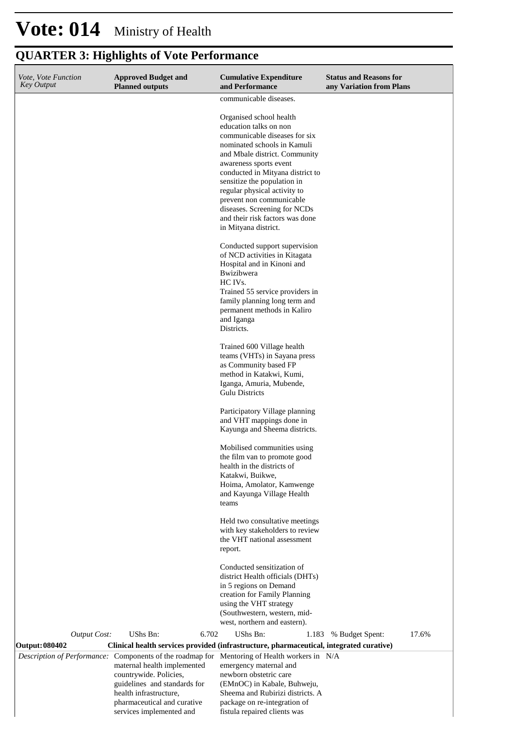# Vote: 014 Ministry of Health

## QUARTER 3: Highlights of Vote Performance

| *Vote, Vote Function Key Output* | **Approved Budget and Planned outputs** | **Cumulative Expenditure and Performance** | **Status and Reasons for any Variation from Plans** |
|---|---|---|---|
| | | communicable diseases.<br><br>Organised school health education talks on non communicable diseases for six nominated schools in Kamuli and Mbale district. Community awareness sports event conducted in Mityana district to sensitize the population in regular physical activity to prevent non communicable diseases. Screening for NCDs and their risk factors was done in Mityana district.<br><br>Conducted support supervision of NCD activities in Kitagata Hospital and in Kinoni and Bwizibwera HC IVs.<br>Trained 55 service providers in family planning long term and permanent methods in Kaliro and Iganga Districts.<br><br>Trained 600 Village health teams (VHTs) in Sayana press as Community based FP method in Katakwi, Kumi, Iganga, Amuria, Mubende, Gulu Districts<br><br>Participatory Village planning and VHT mappings done in Kayunga and Sheema districts.<br><br>Mobilised communities using the film van to promote good health in the districts of Katakwi, Buikwe, Hoima, Amolator, Kamwenge and Kayunga Village Health teams<br><br>Held two consultative meetings with key stakeholders to review the VHT national assessment report.<br><br>Conducted sensitization of district Health officials (DHTs) in 5 regions on Demand creation for Family Planning using the VHT strategy (Southwestern, western, mid-west, northern and eastern). | |
| *Output Cost:* | UShs Bn: 6.702 | UShs Bn: 1.183 | % Budget Spent: 17.6% |
| **Output: 080402** | **Clinical health services provided (infrastructure, pharmaceutical, integrated curative)** | | |
| *Description of Performance:* | Components of the roadmap for maternal health implemented countrywide. Policies, guidelines and standards for health infrastructure, pharmaceutical and curative services implemented and | Mentoring of Health workers in emergency maternal and newborn obstetric care (EMnOC) in Kabale, Buhweju, Sheema and Rubirizi districts. A package on re-integration of fistula repaired clients was | N/A |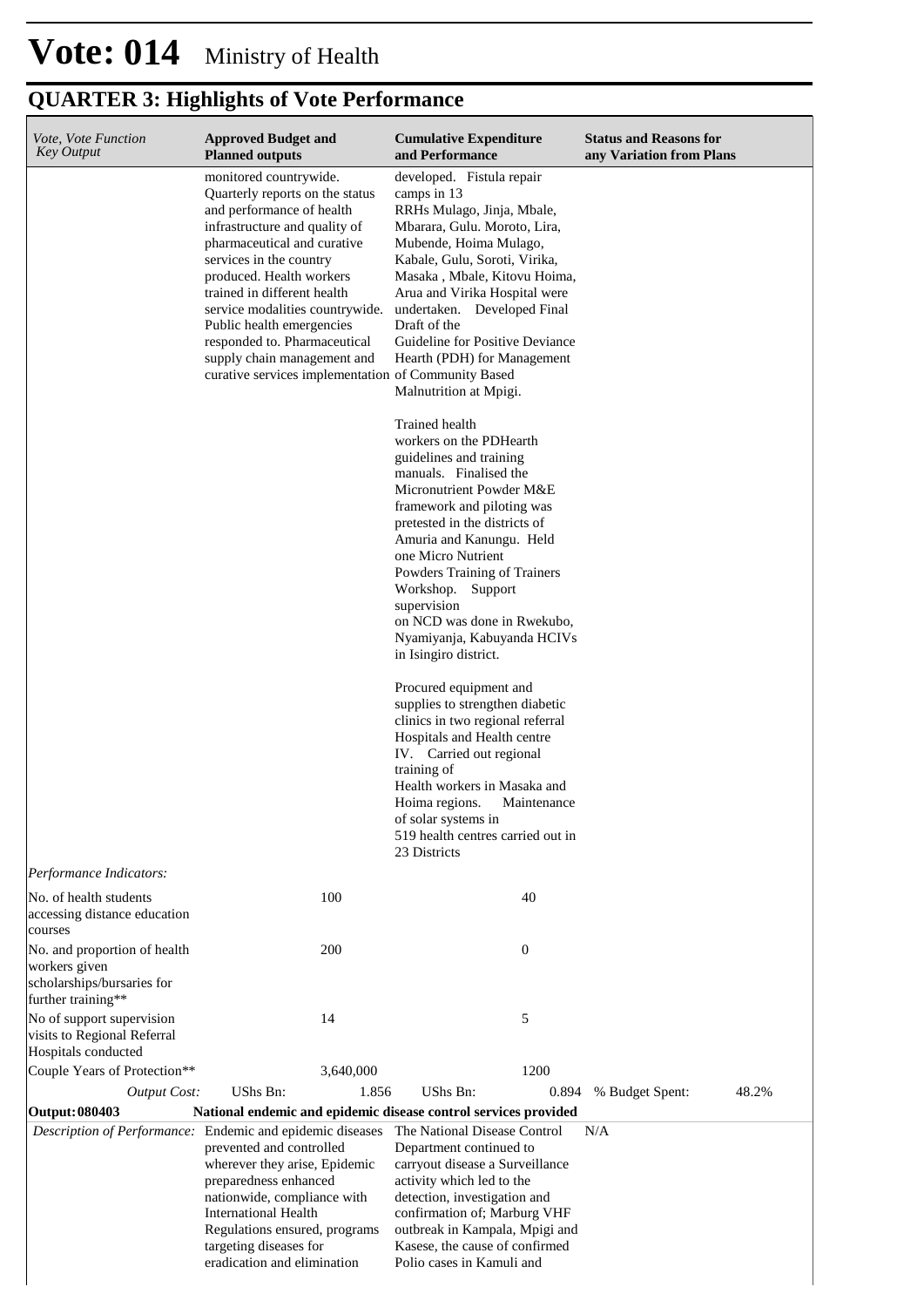# Vote: 014 Ministry of Health

## QUARTER 3: Highlights of Vote Performance

| *Vote, Vote Function Key Output* | **Approved Budget and Planned outputs** | | **Cumulative Expenditure and Performance** | | **Status and Reasons for any Variation from Plans** | |
|---|---|---|---|---|---|---|
| | monitored countrywide. Quarterly reports on the status and performance of health infrastructure and quality of pharmaceutical and curative services in the country produced. Health workers trained in different health service modalities countrywide. Public health emergencies responded to. Pharmaceutical supply chain management and curative services implementation | | developed. Fistula repair camps in 13 RRHs Mulago, Jinja, Mbale, Mbarara, Gulu. Moroto, Lira, Mubende, Hoima Mulago, Kabale, Gulu, Soroti, Virika, Masaka , Mbale, Kitovu Hoima, Arua and Virika Hospital were undertaken. Developed Final Draft of the Guideline for Positive Deviance Hearth (PDH) for Management of Community Based Malnutrition at Mpigi.<br><br>Trained health workers on the PDHearth guidelines and training manuals. Finalised the Micronutrient Powder M&E framework and piloting was pretested in the districts of Amuria and Kanungu. Held one Micro Nutrient Powders Training of Trainers Workshop. Support supervision on NCD was done in Rwekubo, Nyamiyanja, Kabuyanda HCIVs in Isingiro district.<br><br>Procured equipment and supplies to strengthen diabetic clinics in two regional referral Hospitals and Health centre IV. Carried out regional training of Health workers in Masaka and Hoima regions. Maintenance of solar systems in 519 health centres carried out in 23 Districts | | | |
| *Performance Indicators:* | | | | | | |
| No. of health students accessing distance education courses | | 100 | | 40 | | |
| No. and proportion of health workers given scholarships/bursaries for further training** | | 200 | | 0 | | |
| No of support supervision visits to Regional Referral Hospitals conducted | | 14 | | 5 | | |
| Couple Years of Protection** | | 3,640,000 | | 1200 | | |
| *Output Cost:* | UShs Bn: | 1.856 | UShs Bn: | 0.894 | % Budget Spent: | 48.2% |
| **Output: 080403** | **National endemic and epidemic disease control services provided** | | | | | |
| *Description of Performance:* | Endemic and epidemic diseases prevented and controlled wherever they arise, Epidemic preparedness enhanced nationwide, compliance with International Health Regulations ensured, programs targeting diseases for eradication and elimination | | The National Disease Control Department continued to carryout disease a Surveillance activity which led to the detection, investigation and confirmation of; Marburg VHF outbreak in Kampala, Mpigi and Kasese, the cause of confirmed Polio cases in Kamuli and | | N/A | |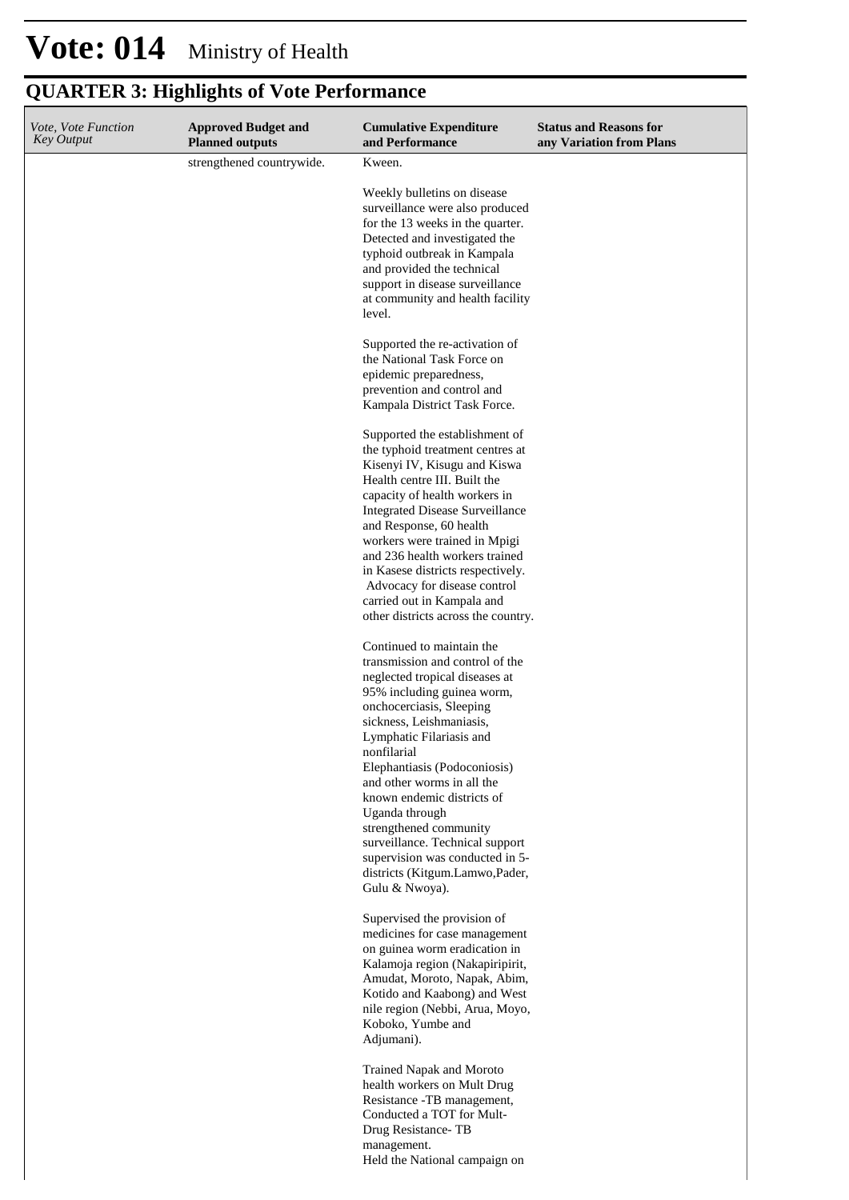# Vote: 014 Ministry of Health

## QUARTER 3: Highlights of Vote Performance

| *Vote, Vote Function Key Output* | **Approved Budget and Planned outputs** | **Cumulative Expenditure and Performance** | **Status and Reasons for any Variation from Plans** |
|---|---|---|---|
| | strengthened countrywide. | Kween.<br><br>Weekly bulletins on disease surveillance were also produced for the 13 weeks in the quarter. Detected and investigated the typhoid outbreak in Kampala and provided the technical support in disease surveillance at community and health facility level.<br><br>Supported the re-activation of the National Task Force on epidemic preparedness, prevention and control and Kampala District Task Force.<br><br>Supported the establishment of the typhoid treatment centres at Kisenyi IV, Kisugu and Kiswa Health centre III. Built the capacity of health workers in Integrated Disease Surveillance and Response, 60 health workers were trained in Mpigi and 236 health workers trained in Kasese districts respectively. Advocacy for disease control carried out in Kampala and other districts across the country.<br><br>Continued to maintain the transmission and control of the neglected tropical diseases at 95% including guinea worm, onchocerciasis, Sleeping sickness, Leishmaniasis, Lymphatic Filariasis and nonfilarial Elephantiasis (Podoconiosis) and other worms in all the known endemic districts of Uganda through strengthened community surveillance. Technical support supervision was conducted in 5-districts (Kitgum.Lamwo,Pader, Gulu & Nwoya).<br><br>Supervised the provision of medicines for case management on guinea worm eradication in Kalamoja region (Nakapiripirit, Amudat, Moroto, Napak, Abim, Kotido and Kaabong) and West nile region (Nebbi, Arua, Moyo, Koboko, Yumbe and Adjumani).<br><br>Trained Napak and Moroto health workers on Mult Drug Resistance -TB management, Conducted a TOT for Mult-Drug Resistance- TB management.<br>Held the National campaign on | |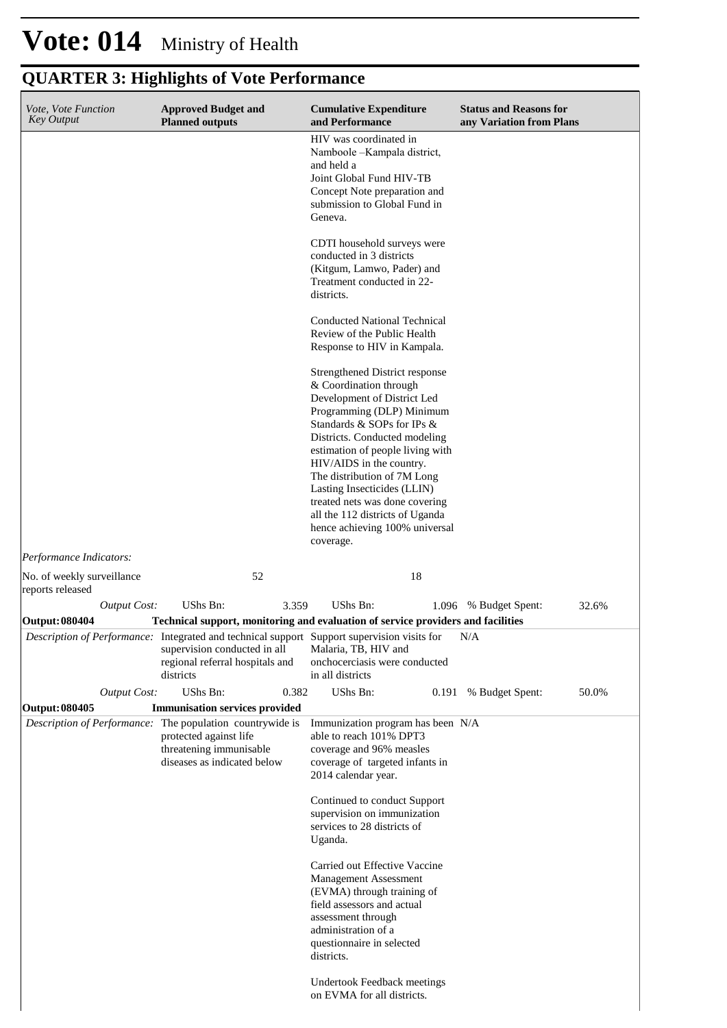# Vote: 014 Ministry of Health

## QUARTER 3: Highlights of Vote Performance

| *Vote, Vote Function Key Output* | **Approved Budget and Planned outputs** | **Cumulative Expenditure and Performance** | **Status and Reasons for any Variation from Plans** |
|---|---|---|---|
| | | HIV was coordinated in Namboole –Kampala district, and held a Joint Global Fund HIV-TB Concept Note preparation and submission to Global Fund in Geneva.<br><br>CDTI household surveys were conducted in 3 districts (Kitgum, Lamwo, Pader) and Treatment conducted in 22-districts.<br><br>Conducted National Technical Review of the Public Health Response to HIV in Kampala.<br><br>Strengthened District response & Coordination through Development of District Led Programming (DLP) Minimum Standards & SOPs for IPs & Districts. Conducted modeling estimation of people living with HIV/AIDS in the country. The distribution of 7M Long Lasting Insecticides (LLIN) treated nets was done covering all the 112 districts of Uganda hence achieving 100% universal coverage. | |
| *Performance Indicators:* | | | |
| No. of weekly surveillance reports released | 52 | 18 | |
| *Output Cost:* | UShs Bn: 3.359 | UShs Bn: 1.096 | % Budget Spent: 32.6% |
| **Output: 080404** | **Technical support, monitoring and evaluation of service providers and facilities** | | |
| *Description of Performance:* | Integrated and technical support supervision conducted in all regional referral hospitals and districts | Support supervision visits for Malaria, TB, HIV and onchocerciasis were conducted in all districts | N/A |
| *Output Cost:* | UShs Bn: 0.382 | UShs Bn: 0.191 | % Budget Spent: 50.0% |
| **Output: 080405** | **Immunisation services provided** | | |
| *Description of Performance:* | The population countrywide is protected against life threatening immunisable diseases as indicated below | Immunization program has been able to reach 101% DPT3 coverage and 96% measles coverage of targeted infants in 2014 calendar year.<br><br>Continued to conduct Support supervision on immunization services to 28 districts of Uganda.<br><br>Carried out Effective Vaccine Management Assessment (EVMA) through training of field assessors and actual assessment through administration of a questionnaire in selected districts.<br><br>Undertook Feedback meetings on EVMA for all districts. | N/A |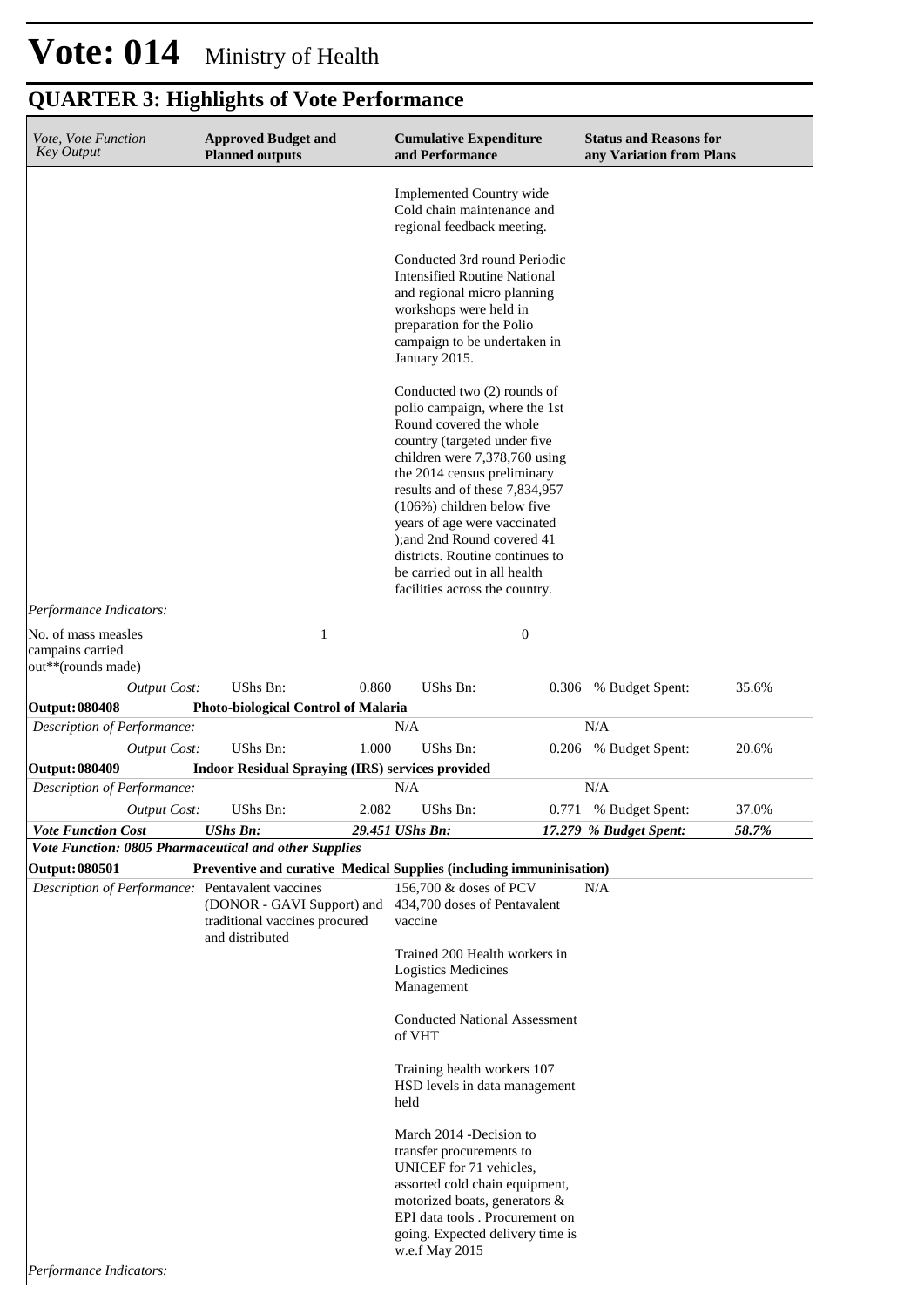# Vote: 014 Ministry of Health

## QUARTER 3: Highlights of Vote Performance

| *Vote, Vote Function Key Output* | **Approved Budget and Planned outputs** | | **Cumulative Expenditure and Performance** | | **Status and Reasons for any Variation from Plans** | |
|---|---|---|---|---|---|---|
| | | | Implemented Country wide Cold chain maintenance and regional feedback meeting.<br><br>Conducted 3rd round Periodic Intensified Routine National and regional micro planning workshops were held in preparation for the Polio campaign to be undertaken in January 2015.<br><br>Conducted two (2) rounds of polio campaign, where the 1st Round covered the whole country (targeted under five children were 7,378,760 using the 2014 census preliminary results and of these 7,834,957 (106%) children below five years of age were vaccinated );and 2nd Round covered 41 districts. Routine continues to be carried out in all health facilities across the country. | | | |
| *Performance Indicators:* | | | | | | |
| No. of mass measles campains carried out**(rounds made) | 1 | | 0 | | | |
| *Output Cost:* | UShs Bn: | 0.860 | UShs Bn: | 0.306 | % Budget Spent: | 35.6% |
| **Output: 080408** | **Photo-biological Control of Malaria** | | | | | |
| *Description of Performance:* | | | N/A | | N/A | |
| *Output Cost:* | UShs Bn: | 1.000 | UShs Bn: | 0.206 | % Budget Spent: | 20.6% |
| **Output: 080409** | **Indoor Residual Spraying (IRS) services provided** | | | | | |
| *Description of Performance:* | | | N/A | | N/A | |
| *Output Cost:* | UShs Bn: | 2.082 | UShs Bn: | 0.771 | % Budget Spent: | 37.0% |
| ***Vote Function Cost*** | ***UShs Bn:*** | ***29.451*** | ***UShs Bn:*** | ***17.279*** | ***% Budget Spent:*** | ***58.7%*** |
| ***Vote Function: 0805 Pharmaceutical and other Supplies*** | | | | | | |
| **Output: 080501** | **Preventive and curative Medical Supplies (including immuninisation)** | | | | | |
| *Description of Performance:* | Pentavalent vaccines (DONOR - GAVI Support) and traditional vaccines procured and distributed | | 156,700 & doses of PCV 434,700 doses of Pentavalent vaccine<br><br>Trained 200 Health workers in Logistics Medicines Management<br><br>Conducted National Assessment of VHT<br><br>Training health workers 107 HSD levels in data management held<br><br>March 2014 -Decision to transfer procurements to UNICEF for 71 vehicles, assorted cold chain equipment, motorized boats, generators & EPI data tools . Procurement on going. Expected delivery time is w.e.f May 2015 | | N/A | |
| *Performance Indicators:* | | | | | | |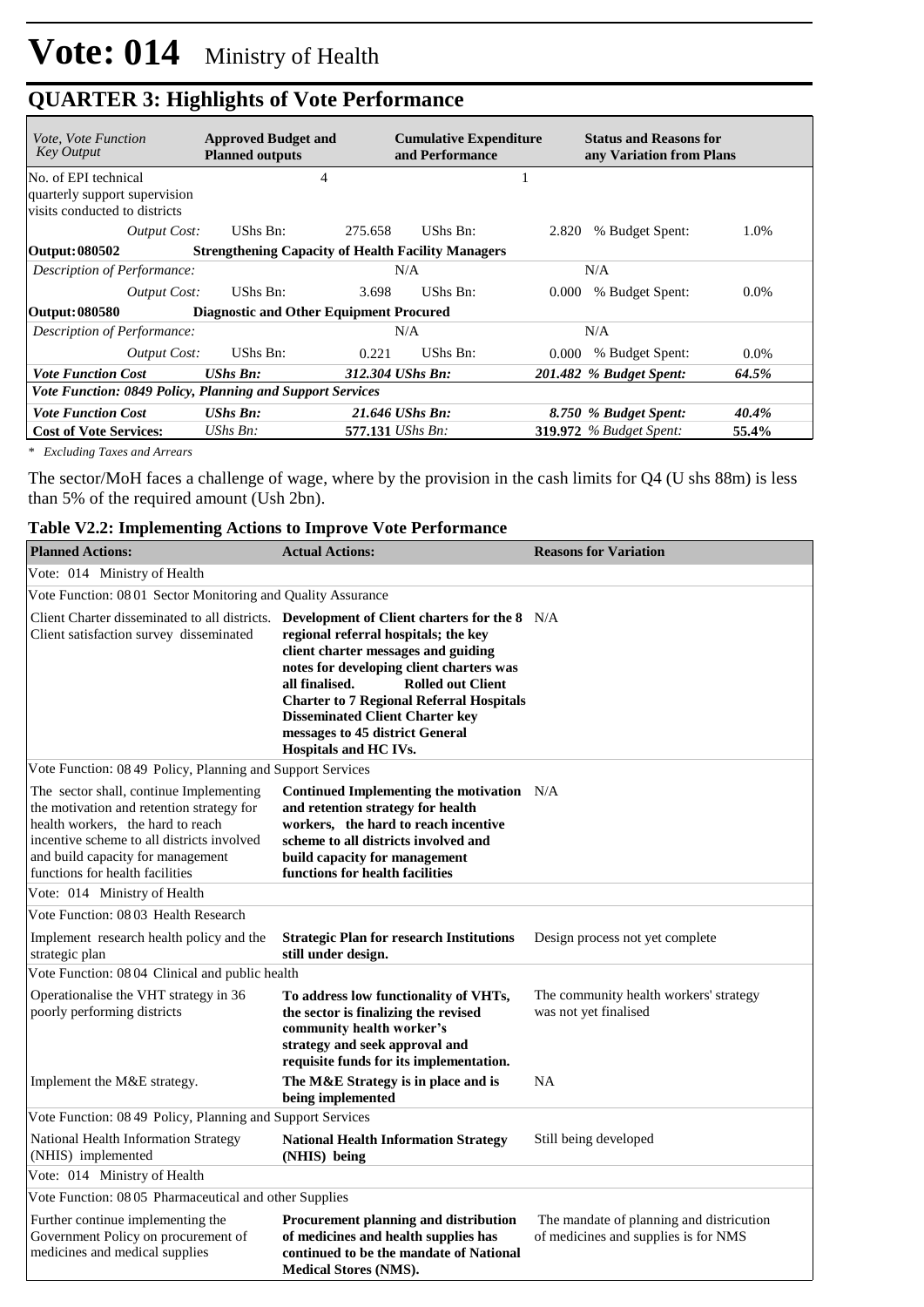# Vote: 014 Ministry of Health

## QUARTER 3: Highlights of Vote Performance

| *Vote, Vote Function Key Output* | **Approved Budget and Planned outputs** | | **Cumulative Expenditure and Performance** | | **Status and Reasons for any Variation from Plans** | |
|---|---|---|---|---|---|---|
| No. of EPI technical quarterly support supervision visits conducted to districts | | 4 | | 1 | | |
| *Output Cost:* | UShs Bn: | 275.658 | UShs Bn: | 2.820 | % Budget Spent: | 1.0% |
| **Output: 080502** | **Strengthening Capacity of Health Facility Managers** | | | | | |
| *Description of Performance:* | | N/A | | | N/A | |
| *Output Cost:* | UShs Bn: | 3.698 | UShs Bn: | 0.000 | % Budget Spent: | 0.0% |
| **Output: 080580** | **Diagnostic and Other Equipment Procured** | | | | | |
| *Description of Performance:* | | N/A | | | N/A | |
| *Output Cost:* | UShs Bn: | 0.221 | UShs Bn: | 0.000 | % Budget Spent: | 0.0% |
| ***Vote Function Cost*** | ***UShs Bn:*** | ***312.304*** | ***UShs Bn:*** | ***201.482*** | ***% Budget Spent:*** | ***64.5%*** |
| ***Vote Function: 0849 Policy, Planning and Support Services*** | | | | | | |
| ***Vote Function Cost*** | ***UShs Bn:*** | ***21.646*** | ***UShs Bn:*** | ***8.750*** | ***% Budget Spent:*** | ***40.4%*** |
| **Cost of Vote Services:** | *UShs Bn:* | **577.131** | *UShs Bn:* | **319.972** | *% Budget Spent:* | **55.4%** |

*\* Excluding Taxes and Arrears*

The sector/MoH faces a challenge of wage, where by the provision in the cash limits for Q4 (U shs 88m) is less than 5% of the required amount (Ush 2bn).

### Table V2.2: Implementing Actions to Improve Vote Performance

| **Planned Actions:** | **Actual Actions:** | **Reasons for Variation** |
|---|---|---|
| Vote: 014 Ministry of Health | | |
| Vote Function: 08 01 Sector Monitoring and Quality Assurance | | |
| Client Charter disseminated to all districts. Client satisfaction survey disseminated | **Development of Client charters for the 8 regional referral hospitals; the key client charter messages and guiding notes for developing client charters was all finalised. Rolled out Client Charter to 7 Regional Referral Hospitals Disseminated Client Charter key messages to 45 district General Hospitals and HC IVs.** | N/A |
| Vote Function: 08 49 Policy, Planning and Support Services | | |
| The sector shall, continue Implementing the motivation and retention strategy for health workers, the hard to reach incentive scheme to all districts involved and build capacity for management functions for health facilities | **Continued Implementing the motivation and retention strategy for health workers, the hard to reach incentive scheme to all districts involved and build capacity for management functions for health facilities** | N/A |
| Vote: 014 Ministry of Health | | |
| Vote Function: 08 03 Health Research | | |
| Implement research health policy and the strategic plan | **Strategic Plan for research Institutions still under design.** | Design process not yet complete |
| Vote Function: 08 04 Clinical and public health | | |
| Operationalise the VHT strategy in 36 poorly performing districts | **To address low functionality of VHTs, the sector is finalizing the revised community health worker's strategy and seek approval and requisite funds for its implementation.** | The community health workers' strategy was not yet finalised |
| Implement the M&E strategy. | **The M&E Strategy is in place and is being implemented** | NA |
| Vote Function: 08 49 Policy, Planning and Support Services | | |
| National Health Information Strategy (NHIS) implemented | **National Health Information Strategy (NHIS) being** | Still being developed |
| Vote: 014 Ministry of Health | | |
| Vote Function: 08 05 Pharmaceutical and other Supplies | | |
| Further continue implementing the Government Policy on procurement of medicines and medical supplies | **Procurement planning and distribution of medicines and health supplies has continued to be the mandate of National Medical Stores (NMS).** | The mandate of planning and districution of medicines and supplies is for NMS |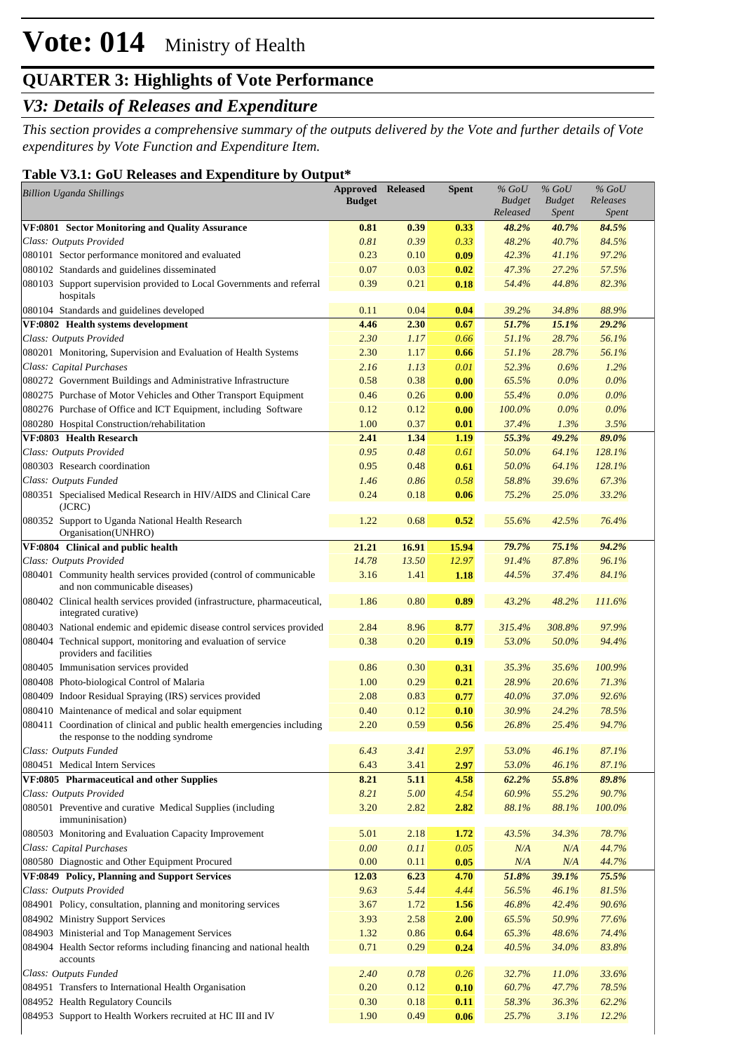# Vote: 014 Ministry of Health

## QUARTER 3: Highlights of Vote Performance

### *V3: Details of Releases and Expenditure*

*This section provides a comprehensive summary of the outputs delivered by the Vote and further details of Vote expenditures by Vote Function and Expenditure Item.*

**Table V3.1: GoU Releases and Expenditure by Output\***

| *Billion Uganda Shillings* | Approved Budget | Released | Spent | *% GoU Budget Released* | *% GoU Budget Spent* | *% GoU Releases Spent* |
|---|---|---|---|---|---|---|
| **VF:0801 Sector Monitoring and Quality Assurance** | **0.81** | **0.39** | **0.33** | ***48.2%*** | ***40.7%*** | ***84.5%*** |
| *Class: Outputs Provided* | *0.81* | *0.39* | *0.33* | *48.2%* | *40.7%* | *84.5%* |
| 080101 Sector performance monitored and evaluated | 0.23 | 0.10 | **0.09** | *42.3%* | *41.1%* | *97.2%* |
| 080102 Standards and guidelines disseminated | 0.07 | 0.03 | **0.02** | *47.3%* | *27.2%* | *57.5%* |
| 080103 Support supervision provided to Local Governments and referral hospitals | 0.39 | 0.21 | **0.18** | *54.4%* | *44.8%* | *82.3%* |
| 080104 Standards and guidelines developed | 0.11 | 0.04 | **0.04** | *39.2%* | *34.8%* | *88.9%* |
| **VF:0802 Health systems development** | **4.46** | **2.30** | **0.67** | ***51.7%*** | ***15.1%*** | ***29.2%*** |
| *Class: Outputs Provided* | *2.30* | *1.17* | *0.66* | *51.1%* | *28.7%* | *56.1%* |
| 080201 Monitoring, Supervision and Evaluation of Health Systems | 2.30 | 1.17 | **0.66** | *51.1%* | *28.7%* | *56.1%* |
| *Class: Capital Purchases* | *2.16* | *1.13* | *0.01* | *52.3%* | *0.6%* | *1.2%* |
| 080272 Government Buildings and Administrative Infrastructure | 0.58 | 0.38 | **0.00** | *65.5%* | *0.0%* | *0.0%* |
| 080275 Purchase of Motor Vehicles and Other Transport Equipment | 0.46 | 0.26 | **0.00** | *55.4%* | *0.0%* | *0.0%* |
| 080276 Purchase of Office and ICT Equipment, including Software | 0.12 | 0.12 | **0.00** | *100.0%* | *0.0%* | *0.0%* |
| 080280 Hospital Construction/rehabilitation | 1.00 | 0.37 | **0.01** | *37.4%* | *1.3%* | *3.5%* |
| **VF:0803 Health Research** | **2.41** | **1.34** | **1.19** | ***55.3%*** | ***49.2%*** | ***89.0%*** |
| *Class: Outputs Provided* | *0.95* | *0.48* | *0.61* | *50.0%* | *64.1%* | *128.1%* |
| 080303 Research coordination | 0.95 | 0.48 | **0.61** | *50.0%* | *64.1%* | *128.1%* |
| *Class: Outputs Funded* | *1.46* | *0.86* | *0.58* | *58.8%* | *39.6%* | *67.3%* |
| 080351 Specialised Medical Research in HIV/AIDS and Clinical Care (JCRC) | 0.24 | 0.18 | **0.06** | *75.2%* | *25.0%* | *33.2%* |
| 080352 Support to Uganda National Health Research Organisation(UNHRO) | 1.22 | 0.68 | **0.52** | *55.6%* | *42.5%* | *76.4%* |
| **VF:0804 Clinical and public health** | **21.21** | **16.91** | **15.94** | ***79.7%*** | ***75.1%*** | ***94.2%*** |
| *Class: Outputs Provided* | *14.78* | *13.50* | *12.97* | *91.4%* | *87.8%* | *96.1%* |
| 080401 Community health services provided (control of communicable and non communicable diseases) | 3.16 | 1.41 | **1.18** | *44.5%* | *37.4%* | *84.1%* |
| 080402 Clinical health services provided (infrastructure, pharmaceutical, integrated curative) | 1.86 | 0.80 | **0.89** | *43.2%* | *48.2%* | *111.6%* |
| 080403 National endemic and epidemic disease control services provided | 2.84 | 8.96 | **8.77** | *315.4%* | *308.8%* | *97.9%* |
| 080404 Technical support, monitoring and evaluation of service providers and facilities | 0.38 | 0.20 | **0.19** | *53.0%* | *50.0%* | *94.4%* |
| 080405 Immunisation services provided | 0.86 | 0.30 | **0.31** | *35.3%* | *35.6%* | *100.9%* |
| 080408 Photo-biological Control of Malaria | 1.00 | 0.29 | **0.21** | *28.9%* | *20.6%* | *71.3%* |
| 080409 Indoor Residual Spraying (IRS) services provided | 2.08 | 0.83 | **0.77** | *40.0%* | *37.0%* | *92.6%* |
| 080410 Maintenance of medical and solar equipment | 0.40 | 0.12 | **0.10** | *30.9%* | *24.2%* | *78.5%* |
| 080411 Coordination of clinical and public health emergencies including the response to the nodding syndrome | 2.20 | 0.59 | **0.56** | *26.8%* | *25.4%* | *94.7%* |
| *Class: Outputs Funded* | *6.43* | *3.41* | *2.97* | *53.0%* | *46.1%* | *87.1%* |
| 080451 Medical Intern Services | 6.43 | 3.41 | **2.97** | *53.0%* | *46.1%* | *87.1%* |
| **VF:0805 Pharmaceutical and other Supplies** | **8.21** | **5.11** | **4.58** | ***62.2%*** | ***55.8%*** | ***89.8%*** |
| *Class: Outputs Provided* | *8.21* | *5.00* | *4.54* | *60.9%* | *55.2%* | *90.7%* |
| 080501 Preventive and curative Medical Supplies (including immuninisation) | 3.20 | 2.82 | **2.82** | *88.1%* | *88.1%* | *100.0%* |
| 080503 Monitoring and Evaluation Capacity Improvement | 5.01 | 2.18 | **1.72** | *43.5%* | *34.3%* | *78.7%* |
| *Class: Capital Purchases* | *0.00* | *0.11* | *0.05* | *N/A* | *N/A* | *44.7%* |
| 080580 Diagnostic and Other Equipment Procured | 0.00 | 0.11 | **0.05** | *N/A* | *N/A* | *44.7%* |
| **VF:0849 Policy, Planning and Support Services** | **12.03** | **6.23** | **4.70** | ***51.8%*** | ***39.1%*** | ***75.5%*** |
| *Class: Outputs Provided* | *9.63* | *5.44* | *4.44* | *56.5%* | *46.1%* | *81.5%* |
| 084901 Policy, consultation, planning and monitoring services | 3.67 | 1.72 | **1.56** | *46.8%* | *42.4%* | *90.6%* |
| 084902 Ministry Support Services | 3.93 | 2.58 | **2.00** | *65.5%* | *50.9%* | *77.6%* |
| 084903 Ministerial and Top Management Services | 1.32 | 0.86 | **0.64** | *65.3%* | *48.6%* | *74.4%* |
| 084904 Health Sector reforms including financing and national health accounts | 0.71 | 0.29 | **0.24** | *40.5%* | *34.0%* | *83.8%* |
| *Class: Outputs Funded* | *2.40* | *0.78* | *0.26* | *32.7%* | *11.0%* | *33.6%* |
| 084951 Transfers to International Health Organisation | 0.20 | 0.12 | **0.10** | *60.7%* | *47.7%* | *78.5%* |
| 084952 Health Regulatory Councils | 0.30 | 0.18 | **0.11** | *58.3%* | *36.3%* | *62.2%* |
| 084953 Support to Health Workers recruited at HC III and IV | 1.90 | 0.49 | **0.06** | *25.7%* | *3.1%* | *12.2%* |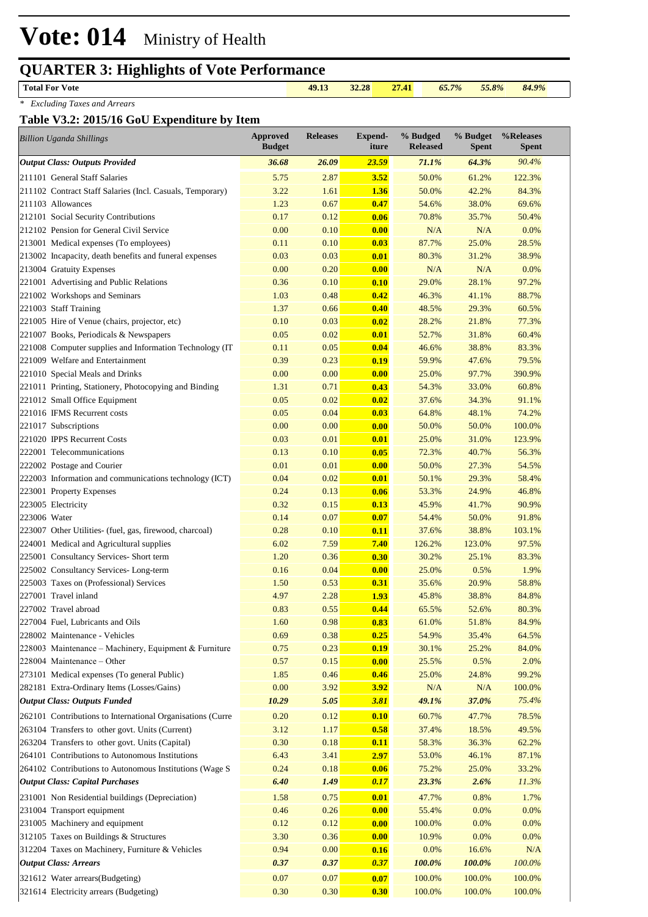# Vote: 014 Ministry of Health

## QUARTER 3: Highlights of Vote Performance

| Total For Vote | 49.13 | 32.28 | 27.41 | 65.7% | 55.8% | 84.9% |
|---|---|---|---|---|---|---|

*\* Excluding Taxes and Arrears*

### Table V3.2: 2015/16 GoU Expenditure by Item

| *Billion Uganda Shillings* | Approved Budget | Releases | Expend-iture | % Budged Released | % Budget Spent | %Releases Spent |
|---|---|---|---|---|---|---|
| ***Output Class: Outputs Provided*** | ***36.68*** | ***26.09*** | ***23.59*** | ***71.1%*** | ***64.3%*** | ***90.4%*** |
| 211101 General Staff Salaries | 5.75 | 2.87 | **3.52** | 50.0% | 61.2% | 122.3% |
| 211102 Contract Staff Salaries (Incl. Casuals, Temporary) | 3.22 | 1.61 | **1.36** | 50.0% | 42.2% | 84.3% |
| 211103 Allowances | 1.23 | 0.67 | **0.47** | 54.6% | 38.0% | 69.6% |
| 212101 Social Security Contributions | 0.17 | 0.12 | **0.06** | 70.8% | 35.7% | 50.4% |
| 212102 Pension for General Civil Service | 0.00 | 0.10 | **0.00** | N/A | N/A | 0.0% |
| 213001 Medical expenses (To employees) | 0.11 | 0.10 | **0.03** | 87.7% | 25.0% | 28.5% |
| 213002 Incapacity, death benefits and funeral expenses | 0.03 | 0.03 | **0.01** | 80.3% | 31.2% | 38.9% |
| 213004 Gratuity Expenses | 0.00 | 0.20 | **0.00** | N/A | N/A | 0.0% |
| 221001 Advertising and Public Relations | 0.36 | 0.10 | **0.10** | 29.0% | 28.1% | 97.2% |
| 221002 Workshops and Seminars | 1.03 | 0.48 | **0.42** | 46.3% | 41.1% | 88.7% |
| 221003 Staff Training | 1.37 | 0.66 | **0.40** | 48.5% | 29.3% | 60.5% |
| 221005 Hire of Venue (chairs, projector, etc) | 0.10 | 0.03 | **0.02** | 28.2% | 21.8% | 77.3% |
| 221007 Books, Periodicals & Newspapers | 0.05 | 0.02 | **0.01** | 52.7% | 31.8% | 60.4% |
| 221008 Computer supplies and Information Technology (IT | 0.11 | 0.05 | **0.04** | 46.6% | 38.8% | 83.3% |
| 221009 Welfare and Entertainment | 0.39 | 0.23 | **0.19** | 59.9% | 47.6% | 79.5% |
| 221010 Special Meals and Drinks | 0.00 | 0.00 | **0.00** | 25.0% | 97.7% | 390.9% |
| 221011 Printing, Stationery, Photocopying and Binding | 1.31 | 0.71 | **0.43** | 54.3% | 33.0% | 60.8% |
| 221012 Small Office Equipment | 0.05 | 0.02 | **0.02** | 37.6% | 34.3% | 91.1% |
| 221016 IFMS Recurrent costs | 0.05 | 0.04 | **0.03** | 64.8% | 48.1% | 74.2% |
| 221017 Subscriptions | 0.00 | 0.00 | **0.00** | 50.0% | 50.0% | 100.0% |
| 221020 IPPS Recurrent Costs | 0.03 | 0.01 | **0.01** | 25.0% | 31.0% | 123.9% |
| 222001 Telecommunications | 0.13 | 0.10 | **0.05** | 72.3% | 40.7% | 56.3% |
| 222002 Postage and Courier | 0.01 | 0.01 | **0.00** | 50.0% | 27.3% | 54.5% |
| 222003 Information and communications technology (ICT) | 0.04 | 0.02 | **0.01** | 50.1% | 29.3% | 58.4% |
| 223001 Property Expenses | 0.24 | 0.13 | **0.06** | 53.3% | 24.9% | 46.8% |
| 223005 Electricity | 0.32 | 0.15 | **0.13** | 45.9% | 41.7% | 90.9% |
| 223006 Water | 0.14 | 0.07 | **0.07** | 54.4% | 50.0% | 91.8% |
| 223007 Other Utilities- (fuel, gas, firewood, charcoal) | 0.28 | 0.10 | **0.11** | 37.6% | 38.8% | 103.1% |
| 224001 Medical and Agricultural supplies | 6.02 | 7.59 | **7.40** | 126.2% | 123.0% | 97.5% |
| 225001 Consultancy Services- Short term | 1.20 | 0.36 | **0.30** | 30.2% | 25.1% | 83.3% |
| 225002 Consultancy Services- Long-term | 0.16 | 0.04 | **0.00** | 25.0% | 0.5% | 1.9% |
| 225003 Taxes on (Professional) Services | 1.50 | 0.53 | **0.31** | 35.6% | 20.9% | 58.8% |
| 227001 Travel inland | 4.97 | 2.28 | **1.93** | 45.8% | 38.8% | 84.8% |
| 227002 Travel abroad | 0.83 | 0.55 | **0.44** | 65.5% | 52.6% | 80.3% |
| 227004 Fuel, Lubricants and Oils | 1.60 | 0.98 | **0.83** | 61.0% | 51.8% | 84.9% |
| 228002 Maintenance - Vehicles | 0.69 | 0.38 | **0.25** | 54.9% | 35.4% | 64.5% |
| 228003 Maintenance – Machinery, Equipment & Furniture | 0.75 | 0.23 | **0.19** | 30.1% | 25.2% | 84.0% |
| 228004 Maintenance – Other | 0.57 | 0.15 | **0.00** | 25.5% | 0.5% | 2.0% |
| 273101 Medical expenses (To general Public) | 1.85 | 0.46 | **0.46** | 25.0% | 24.8% | 99.2% |
| 282181 Extra-Ordinary Items (Losses/Gains) | 0.00 | 3.92 | **3.92** | N/A | N/A | 100.0% |
| ***Output Class: Outputs Funded*** | ***10.29*** | ***5.05*** | ***3.81*** | ***49.1%*** | ***37.0%*** | ***75.4%*** |
| 262101 Contributions to International Organisations (Curre | 0.20 | 0.12 | **0.10** | 60.7% | 47.7% | 78.5% |
| 263104 Transfers to other govt. Units (Current) | 3.12 | 1.17 | **0.58** | 37.4% | 18.5% | 49.5% |
| 263204 Transfers to other govt. Units (Capital) | 0.30 | 0.18 | **0.11** | 58.3% | 36.3% | 62.2% |
| 264101 Contributions to Autonomous Institutions | 6.43 | 3.41 | **2.97** | 53.0% | 46.1% | 87.1% |
| 264102 Contributions to Autonomous Institutions (Wage S | 0.24 | 0.18 | **0.06** | 75.2% | 25.0% | 33.2% |
| ***Output Class: Capital Purchases*** | ***6.40*** | ***1.49*** | ***0.17*** | ***23.3%*** | ***2.6%*** | ***11.3%*** |
| 231001 Non Residential buildings (Depreciation) | 1.58 | 0.75 | **0.01** | 47.7% | 0.8% | 1.7% |
| 231004 Transport equipment | 0.46 | 0.26 | **0.00** | 55.4% | 0.0% | 0.0% |
| 231005 Machinery and equipment | 0.12 | 0.12 | **0.00** | 100.0% | 0.0% | 0.0% |
| 312105 Taxes on Buildings & Structures | 3.30 | 0.36 | **0.00** | 10.9% | 0.0% | 0.0% |
| 312204 Taxes on Machinery, Furniture & Vehicles | 0.94 | 0.00 | **0.16** | 0.0% | 16.6% | N/A |
| ***Output Class: Arrears*** | ***0.37*** | ***0.37*** | ***0.37*** | ***100.0%*** | ***100.0%*** | ***100.0%*** |
| 321612 Water arrears(Budgeting) | 0.07 | 0.07 | **0.07** | 100.0% | 100.0% | 100.0% |
| 321614 Electricity arrears (Budgeting) | 0.30 | 0.30 | **0.30** | 100.0% | 100.0% | 100.0% |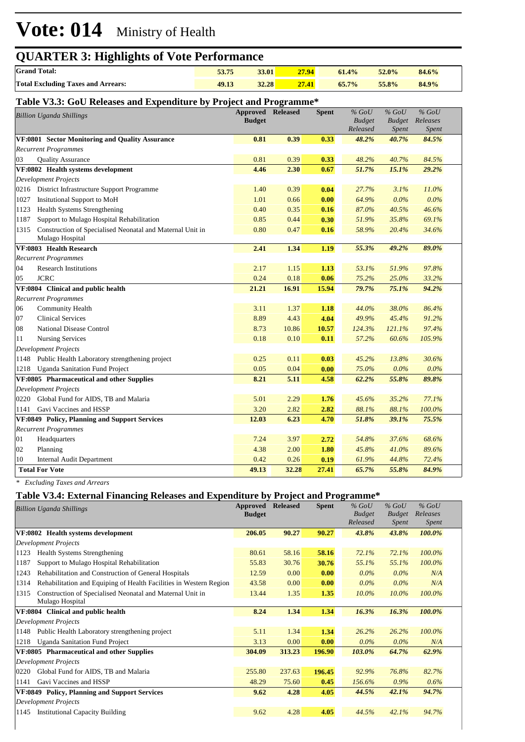# Vote: 014 Ministry of Health

## QUARTER 3: Highlights of Vote Performance

| | | | | | | |
|---|---|---|---|---|---|---|
| **Grand Total:** | **53.75** | **33.01** | **27.94** | **61.4%** | **52.0%** | **84.6%** |
| **Total Excluding Taxes and Arrears:** | **49.13** | **32.28** | **27.41** | **65.7%** | **55.8%** | **84.9%** |

### Table V3.3: GoU Releases and Expenditure by Project and Programme*

| *Billion Uganda Shillings* | Approved Budget | Released | Spent | *% GoU Budget Released* | *% GoU Budget Spent* | *% GoU Releases Spent* |
|---|---|---|---|---|---|---|
| **VF:0801 Sector Monitoring and Quality Assurance** | **0.81** | **0.39** | **0.33** | ***48.2%*** | ***40.7%*** | ***84.5%*** |
| *Recurrent Programmes* | | | | | | |
| 03 Quality Assurance | 0.81 | 0.39 | **0.33** | *48.2%* | *40.7%* | *84.5%* |
| **VF:0802 Health systems development** | **4.46** | **2.30** | **0.67** | ***51.7%*** | ***15.1%*** | ***29.2%*** |
| *Development Projects* | | | | | | |
| 0216 District Infrastructure Support Programme | 1.40 | 0.39 | **0.04** | *27.7%* | *3.1%* | *11.0%* |
| 1027 Insitutional Support to MoH | 1.01 | 0.66 | **0.00** | *64.9%* | *0.0%* | *0.0%* |
| 1123 Health Systems Strengthening | 0.40 | 0.35 | **0.16** | *87.0%* | *40.5%* | *46.6%* |
| 1187 Support to Mulago Hospital Rehabilitation | 0.85 | 0.44 | **0.30** | *51.9%* | *35.8%* | *69.1%* |
| 1315 Construction of Specialised Neonatal and Maternal Unit in Mulago Hospital | 0.80 | 0.47 | **0.16** | *58.9%* | *20.4%* | *34.6%* |
| **VF:0803 Health Research** | **2.41** | **1.34** | **1.19** | ***55.3%*** | ***49.2%*** | ***89.0%*** |
| *Recurrent Programmes* | | | | | | |
| 04 Research Institutions | 2.17 | 1.15 | **1.13** | *53.1%* | *51.9%* | *97.8%* |
| 05 JCRC | 0.24 | 0.18 | **0.06** | *75.2%* | *25.0%* | *33.2%* |
| **VF:0804 Clinical and public health** | **21.21** | **16.91** | **15.94** | ***79.7%*** | ***75.1%*** | ***94.2%*** |
| *Recurrent Programmes* | | | | | | |
| 06 Community Health | 3.11 | 1.37 | **1.18** | *44.0%* | *38.0%* | *86.4%* |
| 07 Clinical Services | 8.89 | 4.43 | **4.04** | *49.9%* | *45.4%* | *91.2%* |
| 08 National Disease Control | 8.73 | 10.86 | **10.57** | *124.3%* | *121.1%* | *97.4%* |
| 11 Nursing Services | 0.18 | 0.10 | **0.11** | *57.2%* | *60.6%* | *105.9%* |
| *Development Projects* | | | | | | |
| 1148 Public Health Laboratory strengthening project | 0.25 | 0.11 | **0.03** | *45.2%* | *13.8%* | *30.6%* |
| 1218 Uganda Sanitation Fund Project | 0.05 | 0.04 | **0.00** | *75.0%* | *0.0%* | *0.0%* |
| **VF:0805 Pharmaceutical and other Supplies** | **8.21** | **5.11** | **4.58** | ***62.2%*** | ***55.8%*** | ***89.8%*** |
| *Development Projects* | | | | | | |
| 0220 Global Fund for AIDS, TB and Malaria | 5.01 | 2.29 | **1.76** | *45.6%* | *35.2%* | *77.1%* |
| 1141 Gavi Vaccines and HSSP | 3.20 | 2.82 | **2.82** | *88.1%* | *88.1%* | *100.0%* |
| **VF:0849 Policy, Planning and Support Services** | **12.03** | **6.23** | **4.70** | ***51.8%*** | ***39.1%*** | ***75.5%*** |
| *Recurrent Programmes* | | | | | | |
| 01 Headquarters | 7.24 | 3.97 | **2.72** | *54.8%* | *37.6%* | *68.6%* |
| 02 Planning | 4.38 | 2.00 | **1.80** | *45.8%* | *41.0%* | *89.6%* |
| 10 Internal Audit Department | 0.42 | 0.26 | **0.19** | *61.9%* | *44.8%* | *72.4%* |
| **Total For Vote** | **49.13** | **32.28** | **27.41** | ***65.7%*** | ***55.8%*** | ***84.9%*** |

*\* Excluding Taxes and Arrears*

### Table V3.4: External Financing Releases and Expenditure by Project and Programme*

| *Billion Uganda Shillings* | Approved Budget | Released | Spent | *% GoU Budget Released* | *% GoU Budget Spent* | *% GoU Releases Spent* |
|---|---|---|---|---|---|---|
| **VF:0802 Health systems development** | **206.05** | **90.27** | **90.27** | ***43.8%*** | ***43.8%*** | ***100.0%*** |
| *Development Projects* | | | | | | |
| 1123 Health Systems Strengthening | 80.61 | 58.16 | **58.16** | *72.1%* | *72.1%* | *100.0%* |
| 1187 Support to Mulago Hospital Rehabilitation | 55.83 | 30.76 | **30.76** | *55.1%* | *55.1%* | *100.0%* |
| 1243 Rehabilitation and Construction of General Hospitals | 12.59 | 0.00 | **0.00** | *0.0%* | *0.0%* | *N/A* |
| 1314 Rehabilitation and Equiping of Health Facilities in Western Region | 43.58 | 0.00 | **0.00** | *0.0%* | *0.0%* | *N/A* |
| 1315 Construction of Specialised Neonatal and Maternal Unit in Mulago Hospital | 13.44 | 1.35 | **1.35** | *10.0%* | *10.0%* | *100.0%* |
| **VF:0804 Clinical and public health** | **8.24** | **1.34** | **1.34** | ***16.3%*** | ***16.3%*** | ***100.0%*** |
| *Development Projects* | | | | | | |
| 1148 Public Health Laboratory strengthening project | 5.11 | 1.34 | **1.34** | *26.2%* | *26.2%* | *100.0%* |
| 1218 Uganda Sanitation Fund Project | 3.13 | 0.00 | **0.00** | *0.0%* | *0.0%* | *N/A* |
| **VF:0805 Pharmaceutical and other Supplies** | **304.09** | **313.23** | **196.90** | ***103.0%*** | ***64.7%*** | ***62.9%*** |
| *Development Projects* | | | | | | |
| 0220 Global Fund for AIDS, TB and Malaria | 255.80 | 237.63 | **196.45** | *92.9%* | *76.8%* | *82.7%* |
| 1141 Gavi Vaccines and HSSP | 48.29 | 75.60 | **0.45** | *156.6%* | *0.9%* | *0.6%* |
| **VF:0849 Policy, Planning and Support Services** | **9.62** | **4.28** | **4.05** | ***44.5%*** | ***42.1%*** | ***94.7%*** |
| *Development Projects* | | | | | | |
| 1145 Institutional Capacity Building | 9.62 | 4.28 | **4.05** | *44.5%* | *42.1%* | *94.7%* |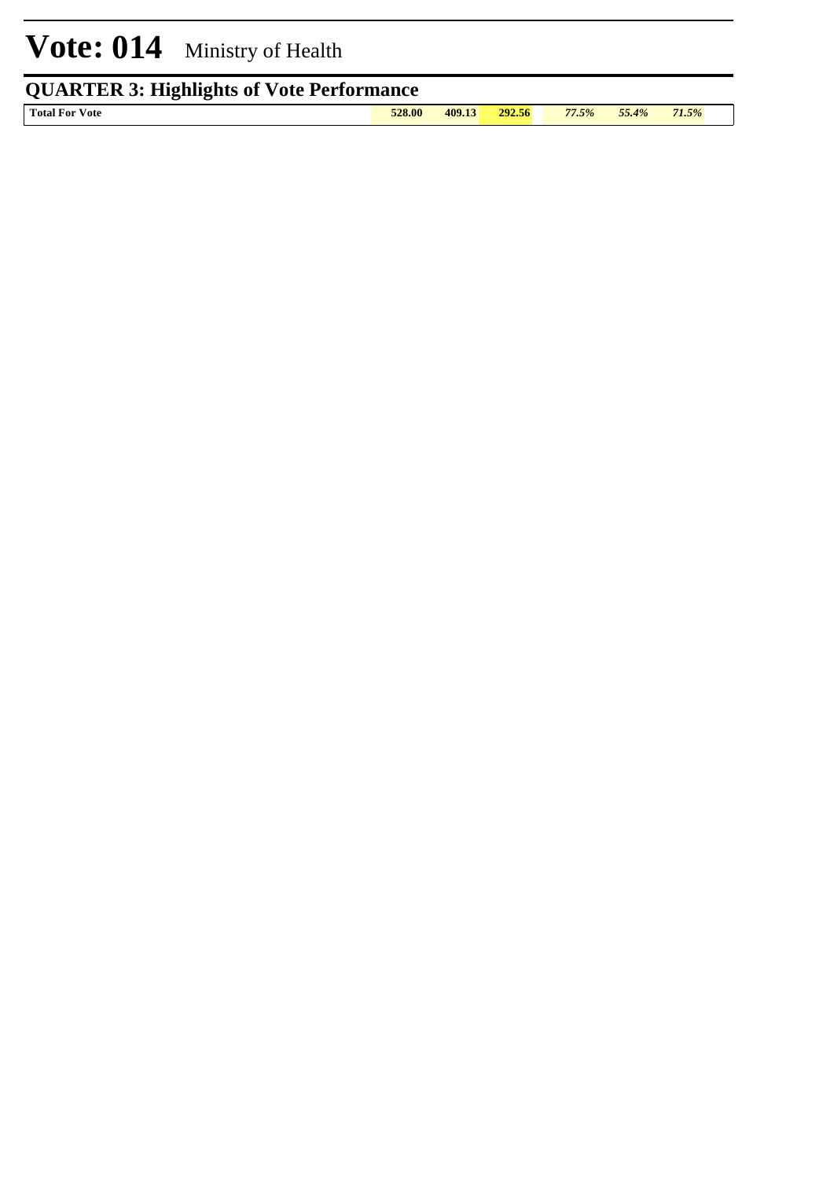# Vote: 014 Ministry of Health

## QUARTER 3: Highlights of Vote Performance

| | | | | | | |
|---|---|---|---|---|---|---|
| **Total For Vote** | **528.00** | **409.13** | **292.56** | ***77.5%*** | ***55.4%*** | ***71.5%*** |